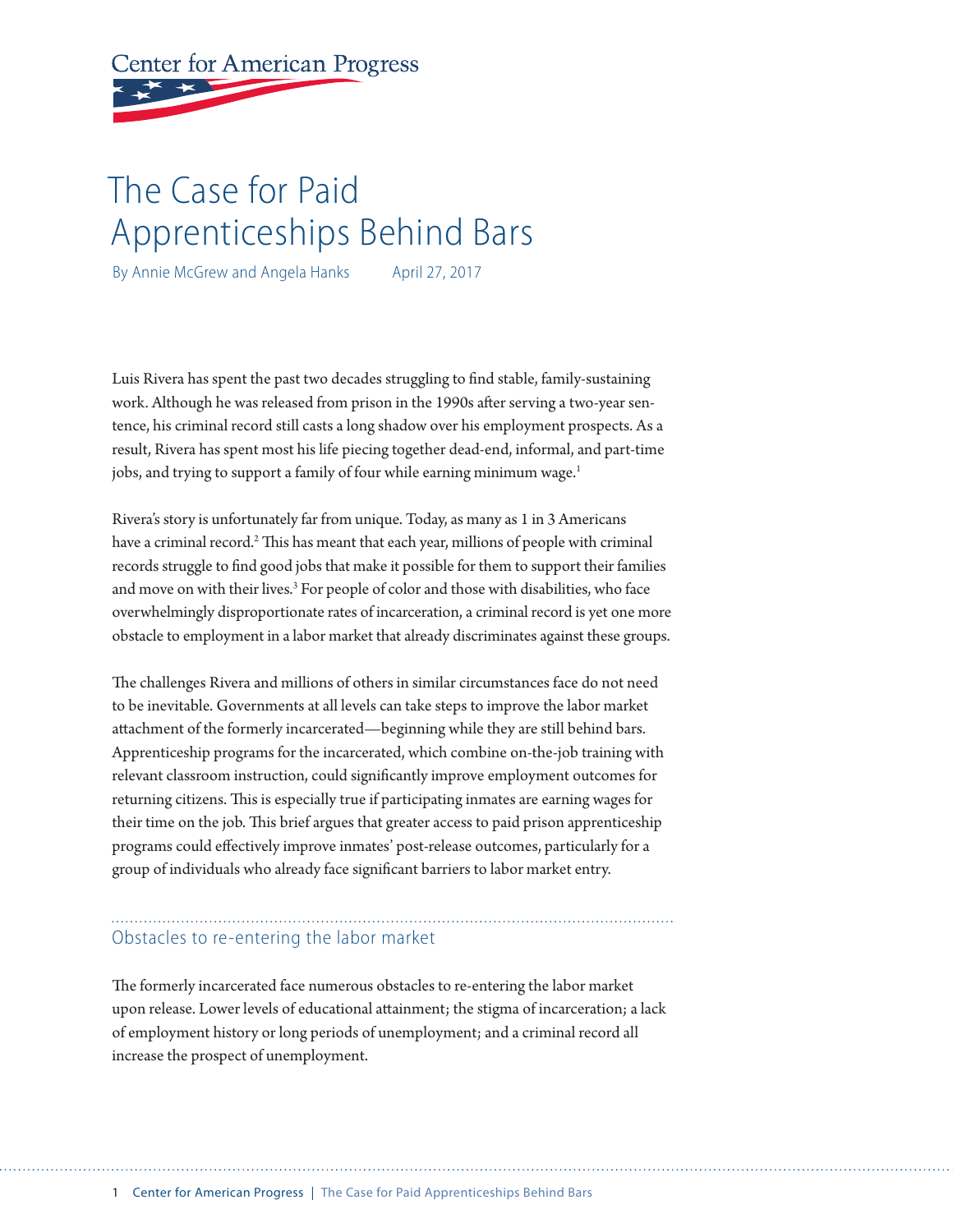Center for American Progress

# The Case for Paid Apprenticeships Behind Bars

By Annie McGrew and Angela Hanks April 27, 2017

Luis Rivera has spent the past two decades struggling to find stable, family-sustaining work. Although he was released from prison in the 1990s after serving a two-year sentence, his criminal record still casts a long shadow over his employment prospects. As a result, Rivera has spent most his life piecing together dead-end, informal, and part-time jobs, and trying to support a family of four while earning minimum wage.[1]

Rivera's story is unfortunately far from unique. Today, as many as 1 in 3 Americans have a criminal record.[2] This has meant that each year, millions of people with criminal records struggle to find good jobs that make it possible for them to support their families and move on with their lives.[3] For people of color and those with disabilities, who face overwhelmingly disproportionate rates of incarceration, a criminal record is yet one more obstacle to employment in a labor market that already discriminates against these groups.

The challenges Rivera and millions of others in similar circumstances face do not need to be inevitable. Governments at all levels can take steps to improve the labor market attachment of the formerly incarcerated—beginning while they are still behind bars. Apprenticeship programs for the incarcerated, which combine on-the-job training with relevant classroom instruction, could significantly improve employment outcomes for returning citizens. This is especially true if participating inmates are earning wages for their time on the job. This brief argues that greater access to paid prison apprenticeship programs could effectively improve inmates' post-release outcomes, particularly for a group of individuals who already face significant barriers to labor market entry.

## Obstacles to re-entering the labor market

The formerly incarcerated face numerous obstacles to re-entering the labor market upon release. Lower levels of educational attainment; the stigma of incarceration; a lack of employment history or long periods of unemployment; and a criminal record all increase the prospect of unemployment.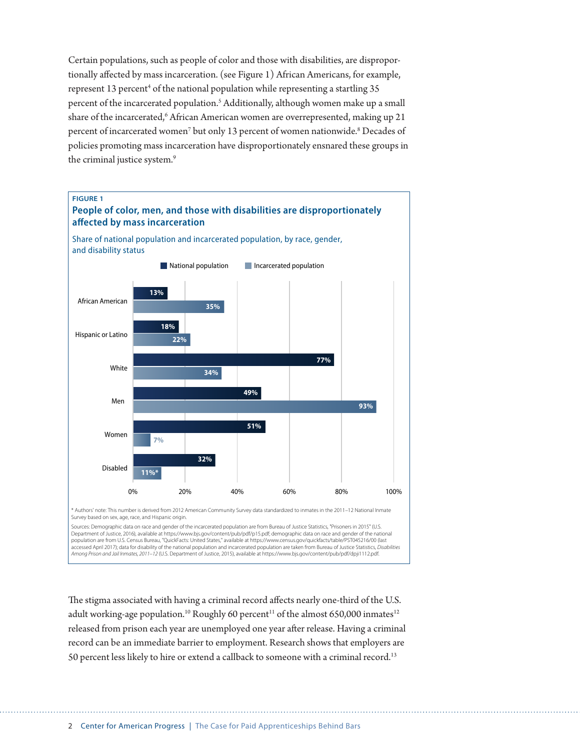Certain populations, such as people of color and those with disabilities, are disproportionally affected by mass incarceration. (see Figure 1) African Americans, for example, represent 13 percent[4] of the national population while representing a startling 35 percent of the incarcerated population.[5] Additionally, although women make up a small share of the incarcerated,[6] African American women are overrepresented, making up 21 percent of incarcerated women[7] but only 13 percent of women nationwide.[8] Decades of policies promoting mass incarceration have disproportionately ensnared these groups in the criminal justice system.[9]

**FIGURE 1**

**People of color, men, and those with disabilities are disproportionately affected by mass incarceration**

Share of national population and incarcerated population, by race, gender, and disability status

| | National population | Incarcerated population |
|---|---|---|
| African American | 13% | 35% |
| Hispanic or Latino | 18% | 22% |
| White | 77% | 34% |
| Men | 49% | 93% |
| Women | 51% | 7% |
| Disabled | 32% | 11%* |

\* Authors' note: This number is derived from 2012 American Community Survey data standardized to inmates in the 2011–12 National Inmate Survey based on sex, age, race, and Hispanic origin.

Sources: Demographic data on race and gender of the incarcerated population are from Bureau of Justice Statistics, "Prisoners in 2015" (U.S. Department of Justice, 2016), available at https://www.bjs.gov/content/pub/pdf/p15.pdf; demographic data on race and gender of the national population are from U.S. Census Bureau, "QuickFacts: United States," available at https://www.census.gov/quickfacts/table/PST045216/00 (last accessed April 2017); data for disability of the national population and incarcerated population are taken from Bureau of Justice Statistics, *Disabilities Among Prison and Jail Inmates, 2011–12* (U.S. Department of Justice, 2015), available at https://www.bjs.gov/content/pub/pdf/dpji1112.pdf.

The stigma associated with having a criminal record affects nearly one-third of the U.S. adult working-age population.[10] Roughly 60 percent[11] of the almost 650,000 inmates[12] released from prison each year are unemployed one year after release. Having a criminal record can be an immediate barrier to employment. Research shows that employers are 50 percent less likely to hire or extend a callback to someone with a criminal record.[13]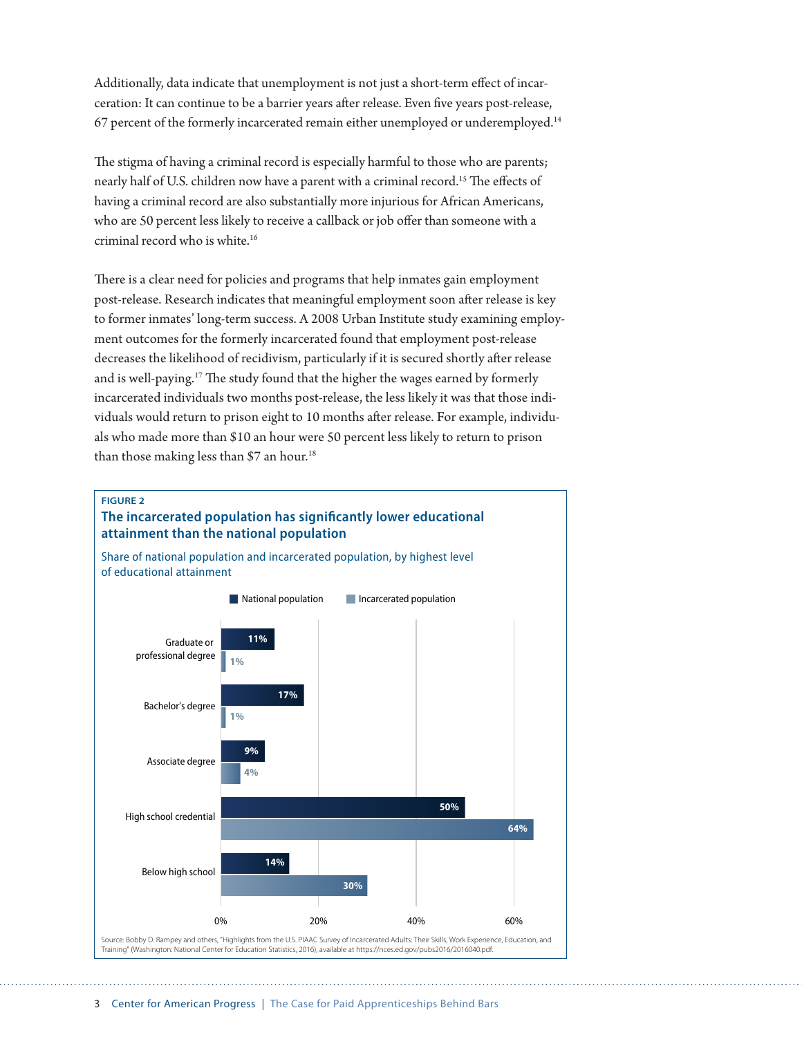Additionally, data indicate that unemployment is not just a short-term effect of incarceration: It can continue to be a barrier years after release. Even five years post-release, 67 percent of the formerly incarcerated remain either unemployed or underemployed.[14]

The stigma of having a criminal record is especially harmful to those who are parents; nearly half of U.S. children now have a parent with a criminal record.[15] The effects of having a criminal record are also substantially more injurious for African Americans, who are 50 percent less likely to receive a callback or job offer than someone with a criminal record who is white.[16]

There is a clear need for policies and programs that help inmates gain employment post-release. Research indicates that meaningful employment soon after release is key to former inmates' long-term success. A 2008 Urban Institute study examining employment outcomes for the formerly incarcerated found that employment post-release decreases the likelihood of recidivism, particularly if it is secured shortly after release and is well-paying.[17] The study found that the higher the wages earned by formerly incarcerated individuals two months post-release, the less likely it was that those individuals would return to prison eight to 10 months after release. For example, individuals who made more than $10 an hour were 50 percent less likely to return to prison than those making less than $7 an hour.[18]

**FIGURE 2**

**The incarcerated population has significantly lower educational attainment than the national population**

Share of national population and incarcerated population, by highest level of educational attainment

| Highest level of educational attainment | National population | Incarcerated population |
| --- | --- | --- |
| Graduate or professional degree | 11% | 1% |
| Bachelor's degree | 17% | 1% |
| Associate degree | 9% | 4% |
| High school credential | 50% | 64% |
| Below high school | 14% | 30% |

Source: Bobby D. Rampey and others, "Highlights from the U.S. PIAAC Survey of Incarcerated Adults: Their Skills, Work Experience, Education, and Training" (Washington: National Center for Education Statistics, 2016), available at https://nces.ed.gov/pubs2016/2016040.pdf.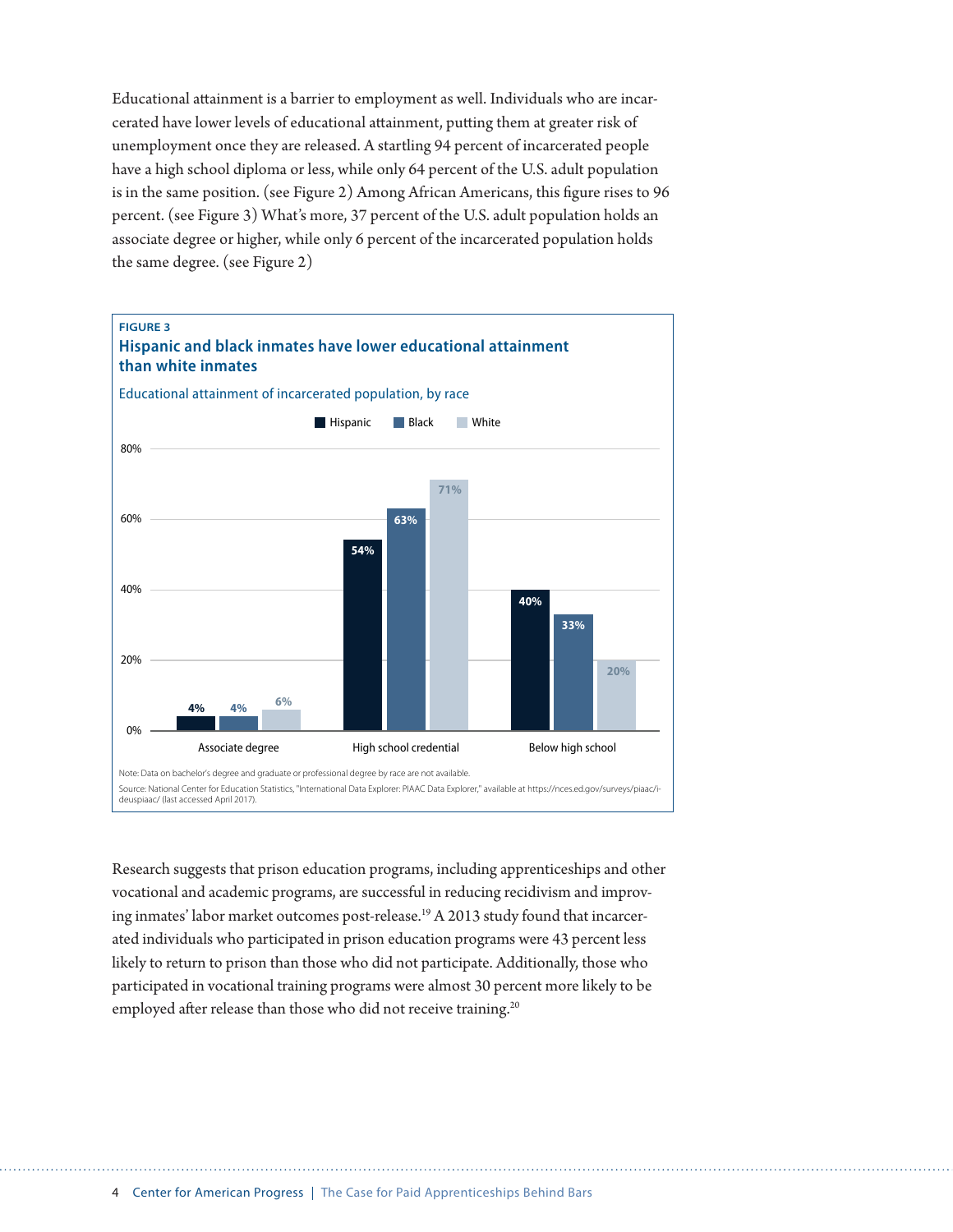Educational attainment is a barrier to employment as well. Individuals who are incarcerated have lower levels of educational attainment, putting them at greater risk of unemployment once they are released. A startling 94 percent of incarcerated people have a high school diploma or less, while only 64 percent of the U.S. adult population is in the same position. (see Figure 2) Among African Americans, this figure rises to 96 percent. (see Figure 3) What's more, 37 percent of the U.S. adult population holds an associate degree or higher, while only 6 percent of the incarcerated population holds the same degree. (see Figure 2)

**FIGURE 3**

**Hispanic and black inmates have lower educational attainment than white inmates**

Educational attainment of incarcerated population, by race

| | Hispanic | Black | White |
|---|---|---|---|
| Associate degree | 4% | 4% | 6% |
| High school credential | 54% | 63% | 71% |
| Below high school | 40% | 33% | 20% |

Note: Data on bachelor's degree and graduate or professional degree by race are not available.

Source: National Center for Education Statistics, "International Data Explorer: PIAAC Data Explorer," available at https://nces.ed.gov/surveys/piaac/ideuspiaac/ (last accessed April 2017).

Research suggests that prison education programs, including apprenticeships and other vocational and academic programs, are successful in reducing recidivism and improving inmates' labor market outcomes post-release.[19] A 2013 study found that incarcerated individuals who participated in prison education programs were 43 percent less likely to return to prison than those who did not participate. Additionally, those who participated in vocational training programs were almost 30 percent more likely to be employed after release than those who did not receive training.[20]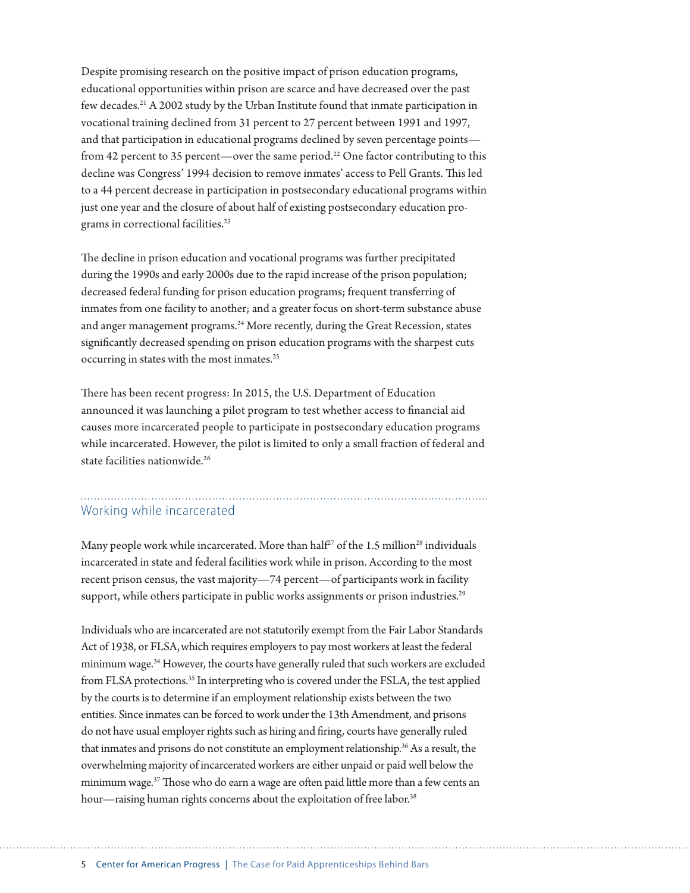Despite promising research on the positive impact of prison education programs, educational opportunities within prison are scarce and have decreased over the past few decades.[21] A 2002 study by the Urban Institute found that inmate participation in vocational training declined from 31 percent to 27 percent between 1991 and 1997, and that participation in educational programs declined by seven percentage points—from 42 percent to 35 percent—over the same period.[22] One factor contributing to this decline was Congress' 1994 decision to remove inmates' access to Pell Grants. This led to a 44 percent decrease in participation in postsecondary educational programs within just one year and the closure of about half of existing postsecondary education programs in correctional facilities.[23]

The decline in prison education and vocational programs was further precipitated during the 1990s and early 2000s due to the rapid increase of the prison population; decreased federal funding for prison education programs; frequent transferring of inmates from one facility to another; and a greater focus on short-term substance abuse and anger management programs.[24] More recently, during the Great Recession, states significantly decreased spending on prison education programs with the sharpest cuts occurring in states with the most inmates.[25]

There has been recent progress: In 2015, the U.S. Department of Education announced it was launching a pilot program to test whether access to financial aid causes more incarcerated people to participate in postsecondary education programs while incarcerated. However, the pilot is limited to only a small fraction of federal and state facilities nationwide.[26]

## Working while incarcerated

Many people work while incarcerated. More than half[27] of the 1.5 million[28] individuals incarcerated in state and federal facilities work while in prison. According to the most recent prison census, the vast majority—74 percent—of participants work in facility support, while others participate in public works assignments or prison industries.[29]

Individuals who are incarcerated are not statutorily exempt from the Fair Labor Standards Act of 1938, or FLSA, which requires employers to pay most workers at least the federal minimum wage.[34] However, the courts have generally ruled that such workers are excluded from FLSA protections.[35] In interpreting who is covered under the FSLA, the test applied by the courts is to determine if an employment relationship exists between the two entities. Since inmates can be forced to work under the 13th Amendment, and prisons do not have usual employer rights such as hiring and firing, courts have generally ruled that inmates and prisons do not constitute an employment relationship.[36] As a result, the overwhelming majority of incarcerated workers are either unpaid or paid well below the minimum wage.[37] Those who do earn a wage are often paid little more than a few cents an hour—raising human rights concerns about the exploitation of free labor.[38]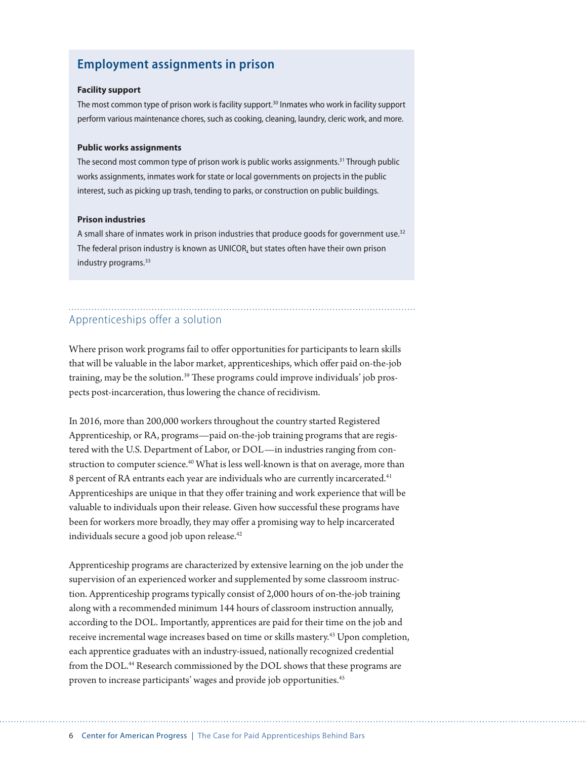## Employment assignments in prison

**Facility support**

The most common type of prison work is facility support.[30] Inmates who work in facility support perform various maintenance chores, such as cooking, cleaning, laundry, cleric work, and more.

**Public works assignments**

The second most common type of prison work is public works assignments.[31] Through public works assignments, inmates work for state or local governments on projects in the public interest, such as picking up trash, tending to parks, or construction on public buildings.

**Prison industries**

A small share of inmates work in prison industries that produce goods for government use.[32] The federal prison industry is known as UNICOR, but states often have their own prison industry programs.[33]

## Apprenticeships offer a solution

Where prison work programs fail to offer opportunities for participants to learn skills that will be valuable in the labor market, apprenticeships, which offer paid on-the-job training, may be the solution.[39] These programs could improve individuals' job prospects post-incarceration, thus lowering the chance of recidivism.

In 2016, more than 200,000 workers throughout the country started Registered Apprenticeship, or RA, programs—paid on-the-job training programs that are registered with the U.S. Department of Labor, or DOL—in industries ranging from construction to computer science.[40] What is less well-known is that on average, more than 8 percent of RA entrants each year are individuals who are currently incarcerated.[41] Apprenticeships are unique in that they offer training and work experience that will be valuable to individuals upon their release. Given how successful these programs have been for workers more broadly, they may offer a promising way to help incarcerated individuals secure a good job upon release.[42]

Apprenticeship programs are characterized by extensive learning on the job under the supervision of an experienced worker and supplemented by some classroom instruction. Apprenticeship programs typically consist of 2,000 hours of on-the-job training along with a recommended minimum 144 hours of classroom instruction annually, according to the DOL. Importantly, apprentices are paid for their time on the job and receive incremental wage increases based on time or skills mastery.[43] Upon completion, each apprentice graduates with an industry-issued, nationally recognized credential from the DOL.[44] Research commissioned by the DOL shows that these programs are proven to increase participants' wages and provide job opportunities.[45]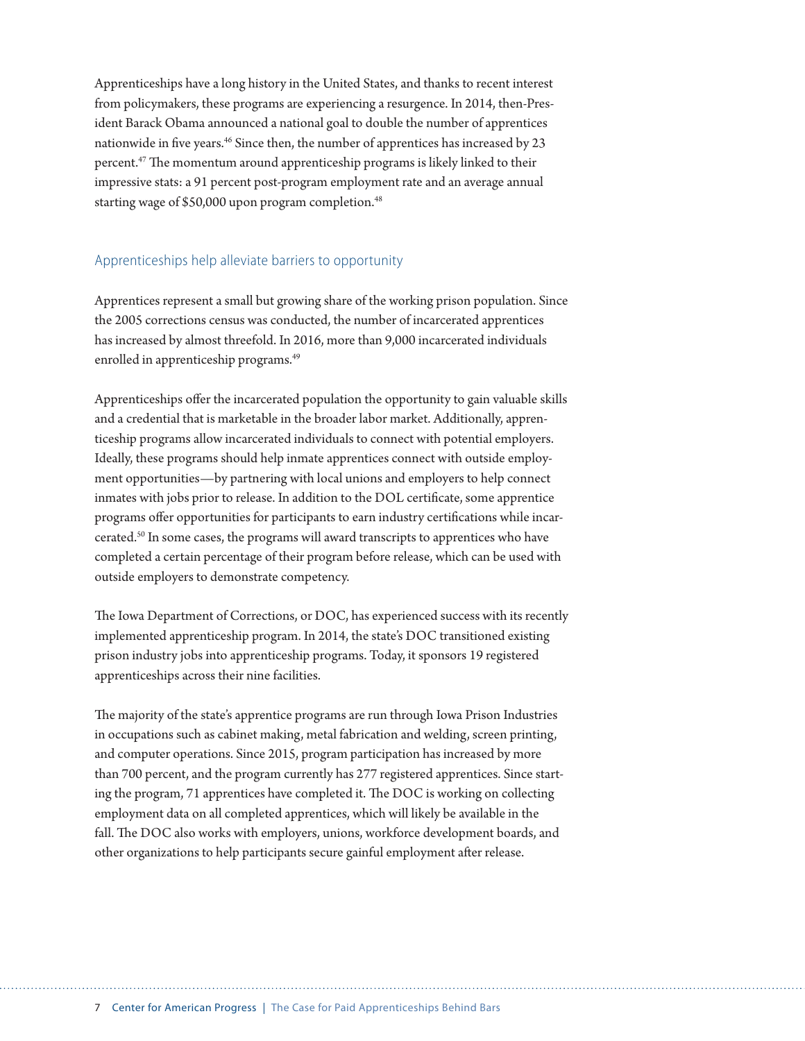Apprenticeships have a long history in the United States, and thanks to recent interest from policymakers, these programs are experiencing a resurgence. In 2014, then-President Barack Obama announced a national goal to double the number of apprentices nationwide in five years.[46] Since then, the number of apprentices has increased by 23 percent.[47] The momentum around apprenticeship programs is likely linked to their impressive stats: a 91 percent post-program employment rate and an average annual starting wage of $50,000 upon program completion.[48]

## Apprenticeships help alleviate barriers to opportunity

Apprentices represent a small but growing share of the working prison population. Since the 2005 corrections census was conducted, the number of incarcerated apprentices has increased by almost threefold. In 2016, more than 9,000 incarcerated individuals enrolled in apprenticeship programs.[49]

Apprenticeships offer the incarcerated population the opportunity to gain valuable skills and a credential that is marketable in the broader labor market. Additionally, apprenticeship programs allow incarcerated individuals to connect with potential employers. Ideally, these programs should help inmate apprentices connect with outside employment opportunities—by partnering with local unions and employers to help connect inmates with jobs prior to release. In addition to the DOL certificate, some apprentice programs offer opportunities for participants to earn industry certifications while incarcerated.[50] In some cases, the programs will award transcripts to apprentices who have completed a certain percentage of their program before release, which can be used with outside employers to demonstrate competency.

The Iowa Department of Corrections, or DOC, has experienced success with its recently implemented apprenticeship program. In 2014, the state's DOC transitioned existing prison industry jobs into apprenticeship programs. Today, it sponsors 19 registered apprenticeships across their nine facilities.

The majority of the state's apprentice programs are run through Iowa Prison Industries in occupations such as cabinet making, metal fabrication and welding, screen printing, and computer operations. Since 2015, program participation has increased by more than 700 percent, and the program currently has 277 registered apprentices. Since starting the program, 71 apprentices have completed it. The DOC is working on collecting employment data on all completed apprentices, which will likely be available in the fall. The DOC also works with employers, unions, workforce development boards, and other organizations to help participants secure gainful employment after release.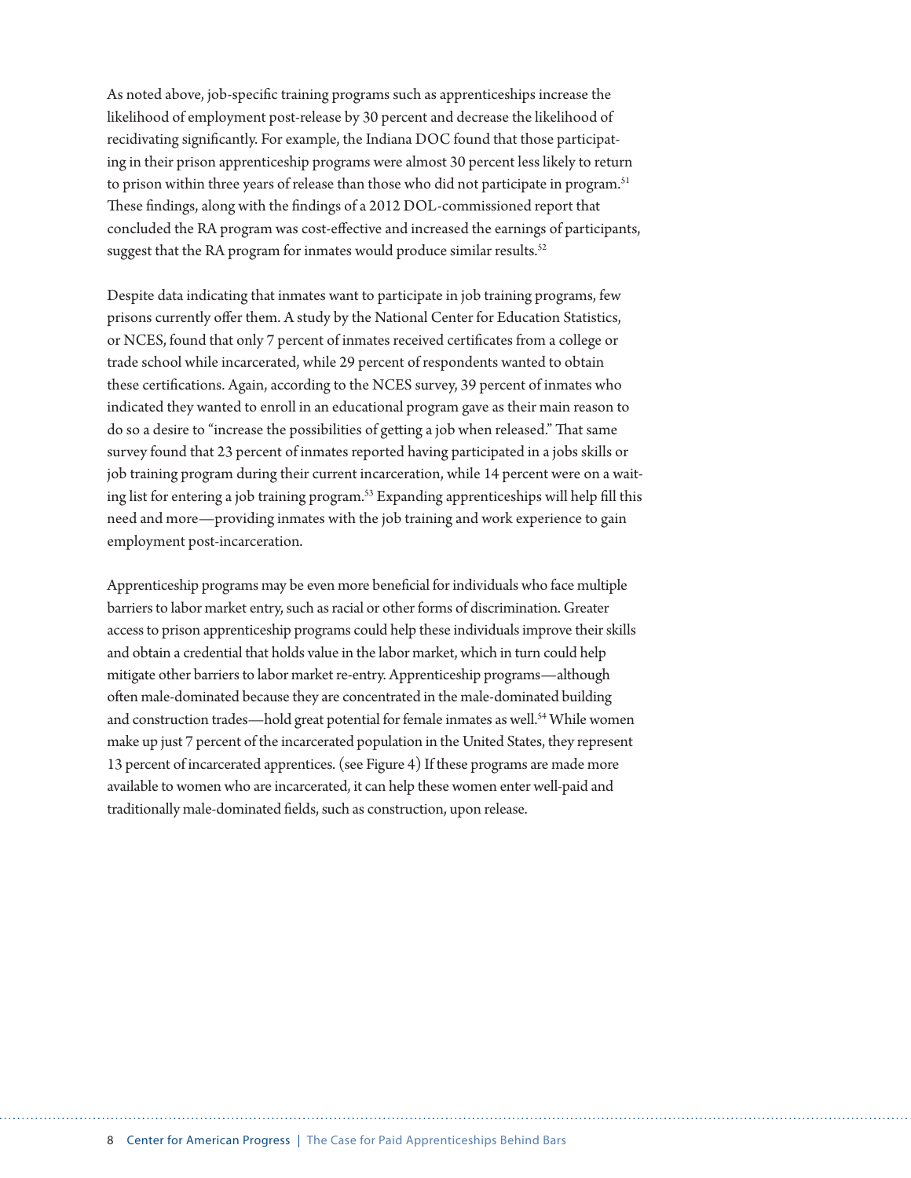As noted above, job-specific training programs such as apprenticeships increase the likelihood of employment post-release by 30 percent and decrease the likelihood of recidivating significantly. For example, the Indiana DOC found that those participating in their prison apprenticeship programs were almost 30 percent less likely to return to prison within three years of release than those who did not participate in program.[51] These findings, along with the findings of a 2012 DOL-commissioned report that concluded the RA program was cost-effective and increased the earnings of participants, suggest that the RA program for inmates would produce similar results.[52]

Despite data indicating that inmates want to participate in job training programs, few prisons currently offer them. A study by the National Center for Education Statistics, or NCES, found that only 7 percent of inmates received certificates from a college or trade school while incarcerated, while 29 percent of respondents wanted to obtain these certifications. Again, according to the NCES survey, 39 percent of inmates who indicated they wanted to enroll in an educational program gave as their main reason to do so a desire to "increase the possibilities of getting a job when released." That same survey found that 23 percent of inmates reported having participated in a jobs skills or job training program during their current incarceration, while 14 percent were on a waiting list for entering a job training program.[53] Expanding apprenticeships will help fill this need and more—providing inmates with the job training and work experience to gain employment post-incarceration.

Apprenticeship programs may be even more beneficial for individuals who face multiple barriers to labor market entry, such as racial or other forms of discrimination. Greater access to prison apprenticeship programs could help these individuals improve their skills and obtain a credential that holds value in the labor market, which in turn could help mitigate other barriers to labor market re-entry. Apprenticeship programs—although often male-dominated because they are concentrated in the male-dominated building and construction trades—hold great potential for female inmates as well.[54] While women make up just 7 percent of the incarcerated population in the United States, they represent 13 percent of incarcerated apprentices. (see Figure 4) If these programs are made more available to women who are incarcerated, it can help these women enter well-paid and traditionally male-dominated fields, such as construction, upon release.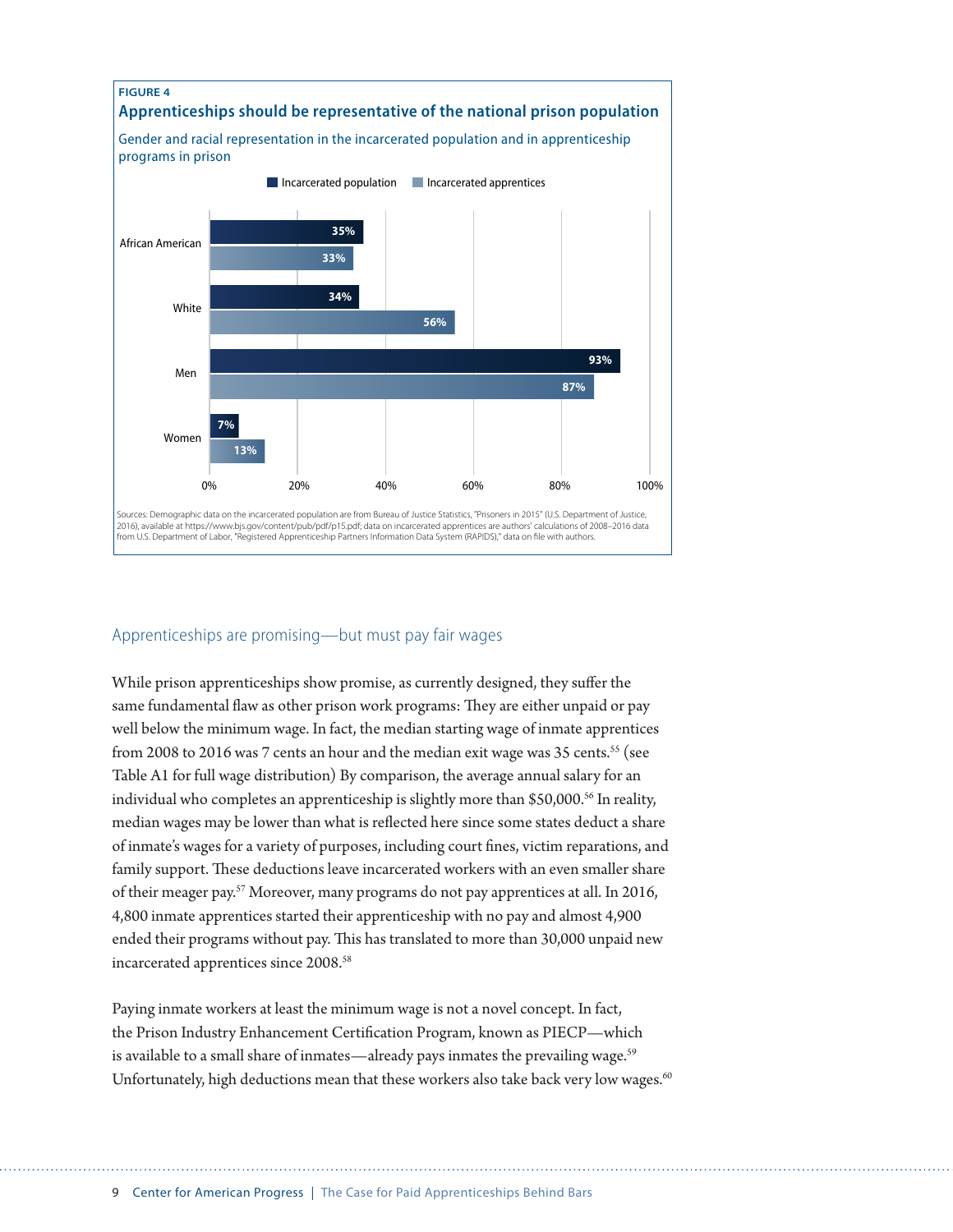FIGURE 4

**Apprenticeships should be representative of the national prison population**

Gender and racial representation in the incarcerated population and in apprenticeship programs in prison

| | Incarcerated population | Incarcerated apprentices |
|---|---|---|
| African American | 35% | 33% |
| White | 34% | 56% |
| Men | 93% | 87% |
| Women | 7% | 13% |

Sources: Demographic data on the incarcerated population are from Bureau of Justice Statistics, "Prisoners in 2015" (U.S. Department of Justice, 2016), available at https://www.bjs.gov/content/pub/pdf/p15.pdf; data on incarcerated apprentices are authors' calculations of 2008–2016 data from U.S. Department of Labor, "Registered Apprenticeship Partners Information Data System (RAPIDS)," data on file with authors.

## Apprenticeships are promising—but must pay fair wages

While prison apprenticeships show promise, as currently designed, they suffer the same fundamental flaw as other prison work programs: They are either unpaid or pay well below the minimum wage. In fact, the median starting wage of inmate apprentices from 2008 to 2016 was 7 cents an hour and the median exit wage was 35 cents.[55] (see Table A1 for full wage distribution) By comparison, the average annual salary for an individual who completes an apprenticeship is slightly more than $50,000.[56] In reality, median wages may be lower than what is reflected here since some states deduct a share of inmate's wages for a variety of purposes, including court fines, victim reparations, and family support. These deductions leave incarcerated workers with an even smaller share of their meager pay.[57] Moreover, many programs do not pay apprentices at all. In 2016, 4,800 inmate apprentices started their apprenticeship with no pay and almost 4,900 ended their programs without pay. This has translated to more than 30,000 unpaid new incarcerated apprentices since 2008.[58]

Paying inmate workers at least the minimum wage is not a novel concept. In fact, the Prison Industry Enhancement Certification Program, known as PIECP—which is available to a small share of inmates—already pays inmates the prevailing wage.[59] Unfortunately, high deductions mean that these workers also take back very low wages.[60]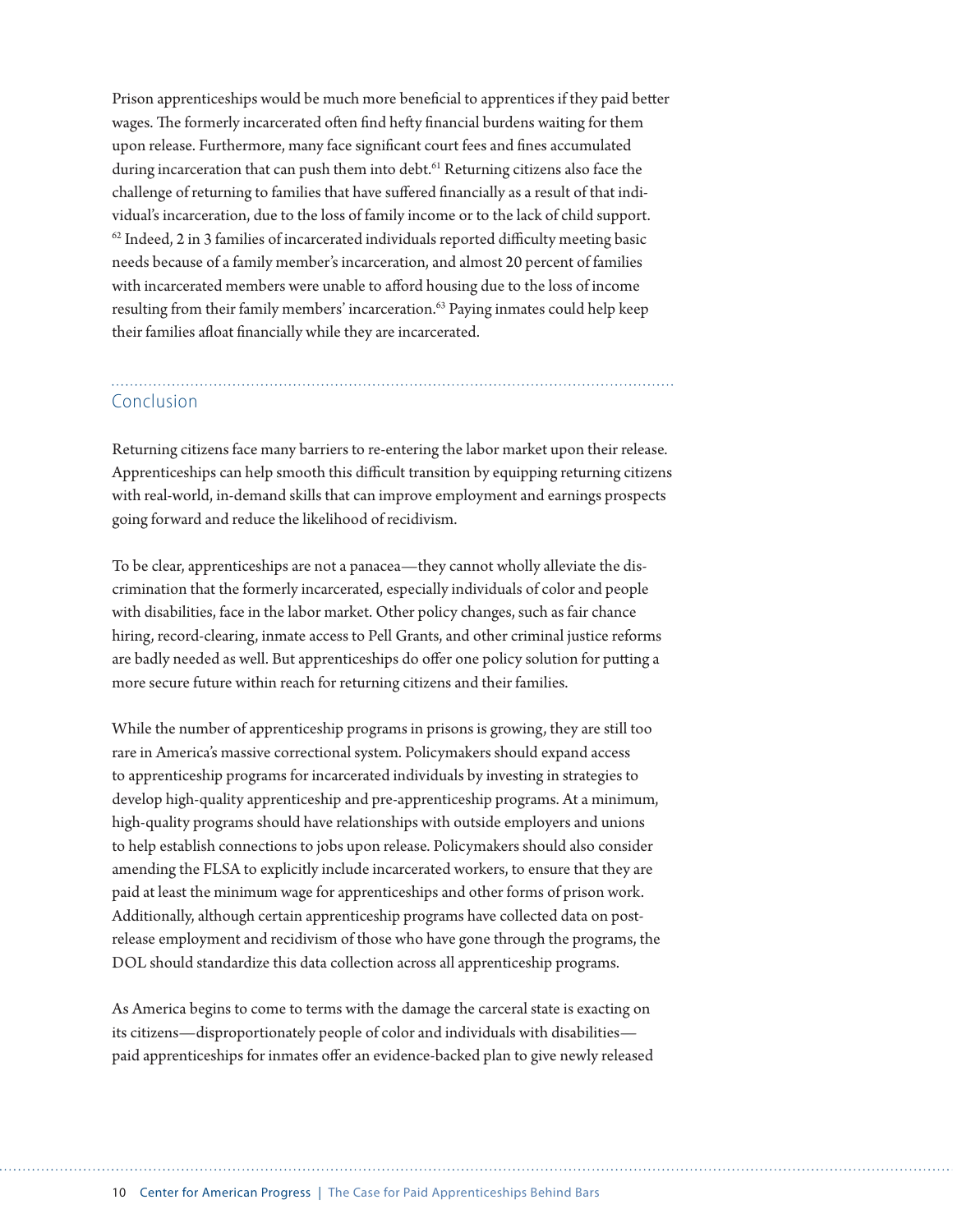Prison apprenticeships would be much more beneficial to apprentices if they paid better wages. The formerly incarcerated often find hefty financial burdens waiting for them upon release. Furthermore, many face significant court fees and fines accumulated during incarceration that can push them into debt.[61] Returning citizens also face the challenge of returning to families that have suffered financially as a result of that individual's incarceration, due to the loss of family income or to the lack of child support.[62] Indeed, 2 in 3 families of incarcerated individuals reported difficulty meeting basic needs because of a family member's incarceration, and almost 20 percent of families with incarcerated members were unable to afford housing due to the loss of income resulting from their family members' incarceration.[63] Paying inmates could help keep their families afloat financially while they are incarcerated.

## Conclusion

Returning citizens face many barriers to re-entering the labor market upon their release. Apprenticeships can help smooth this difficult transition by equipping returning citizens with real-world, in-demand skills that can improve employment and earnings prospects going forward and reduce the likelihood of recidivism.

To be clear, apprenticeships are not a panacea—they cannot wholly alleviate the discrimination that the formerly incarcerated, especially individuals of color and people with disabilities, face in the labor market. Other policy changes, such as fair chance hiring, record-clearing, inmate access to Pell Grants, and other criminal justice reforms are badly needed as well. But apprenticeships do offer one policy solution for putting a more secure future within reach for returning citizens and their families.

While the number of apprenticeship programs in prisons is growing, they are still too rare in America's massive correctional system. Policymakers should expand access to apprenticeship programs for incarcerated individuals by investing in strategies to develop high-quality apprenticeship and pre-apprenticeship programs. At a minimum, high-quality programs should have relationships with outside employers and unions to help establish connections to jobs upon release. Policymakers should also consider amending the FLSA to explicitly include incarcerated workers, to ensure that they are paid at least the minimum wage for apprenticeships and other forms of prison work. Additionally, although certain apprenticeship programs have collected data on post-release employment and recidivism of those who have gone through the programs, the DOL should standardize this data collection across all apprenticeship programs.

As America begins to come to terms with the damage the carceral state is exacting on its citizens—disproportionately people of color and individuals with disabilities—paid apprenticeships for inmates offer an evidence-backed plan to give newly released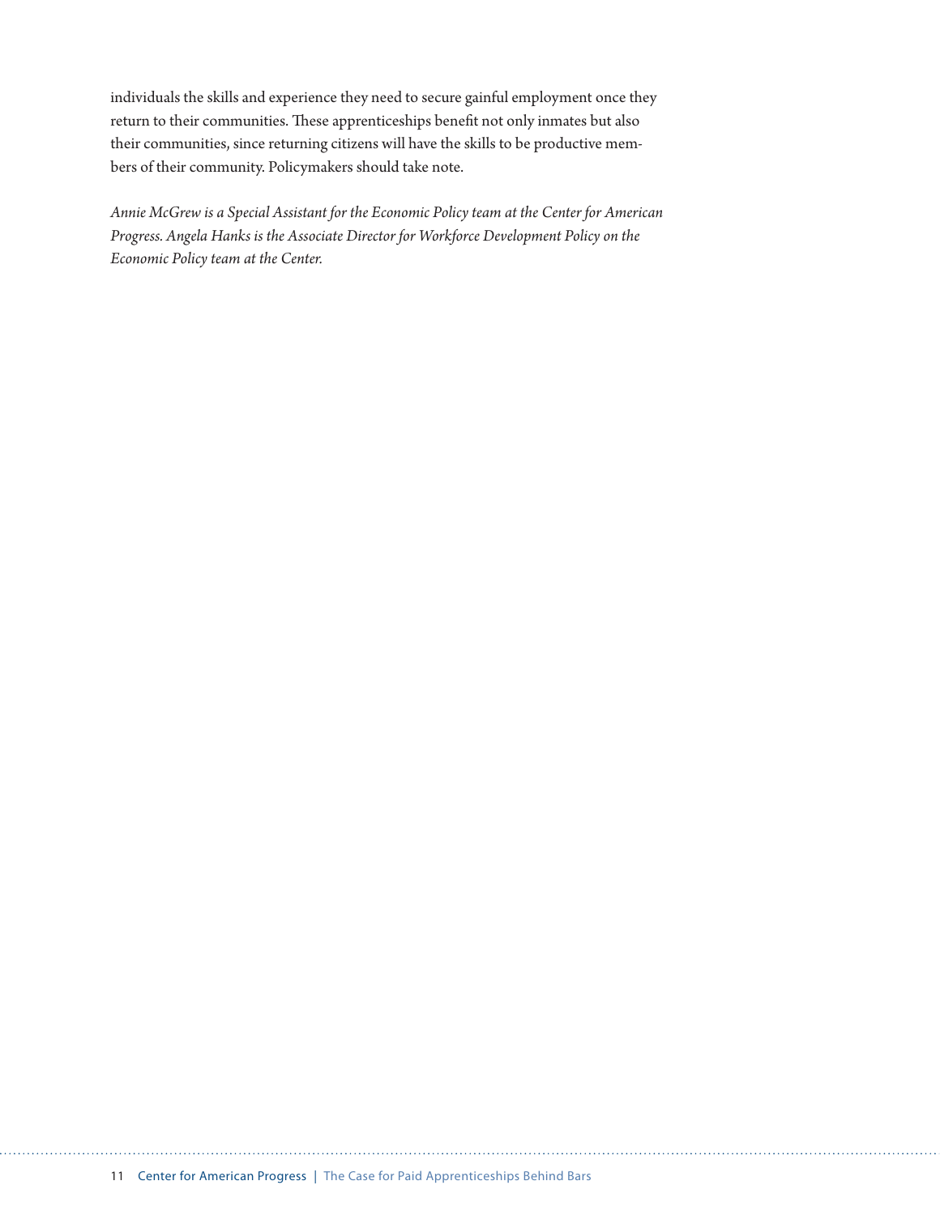individuals the skills and experience they need to secure gainful employment once they return to their communities. These apprenticeships benefit not only inmates but also their communities, since returning citizens will have the skills to be productive members of their community. Policymakers should take note.

*Annie McGrew is a Special Assistant for the Economic Policy team at the Center for American Progress. Angela Hanks is the Associate Director for Workforce Development Policy on the Economic Policy team at the Center.*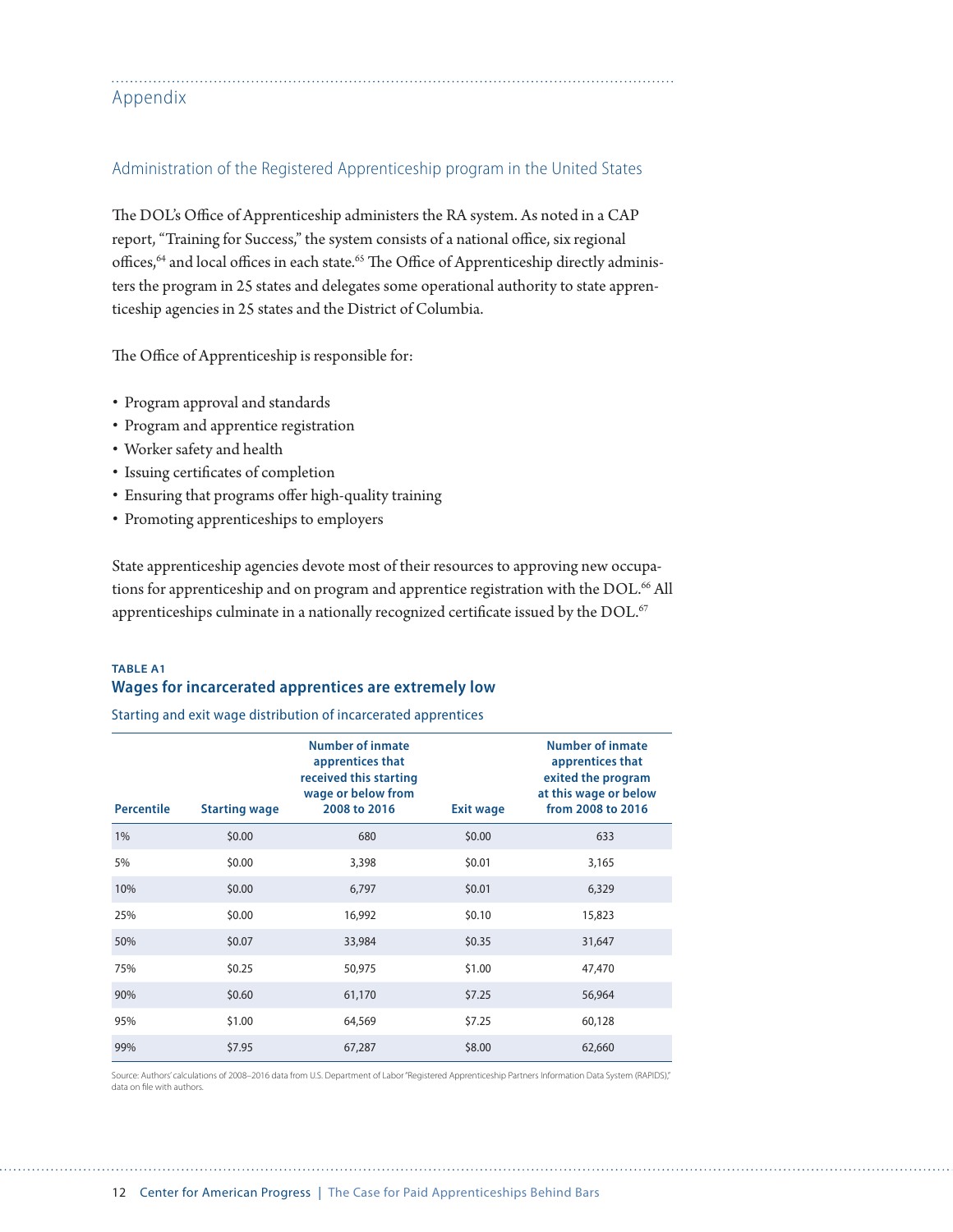## Appendix

### Administration of the Registered Apprenticeship program in the United States

The DOL's Office of Apprenticeship administers the RA system. As noted in a CAP report, "Training for Success," the system consists of a national office, six regional offices,[64] and local offices in each state.[65] The Office of Apprenticeship directly administers the program in 25 states and delegates some operational authority to state apprenticeship agencies in 25 states and the District of Columbia.

The Office of Apprenticeship is responsible for:

- Program approval and standards
- Program and apprentice registration
- Worker safety and health
- Issuing certificates of completion
- Ensuring that programs offer high-quality training
- Promoting apprenticeships to employers

State apprenticeship agencies devote most of their resources to approving new occupations for apprenticeship and on program and apprentice registration with the DOL.[66] All apprenticeships culminate in a nationally recognized certificate issued by the DOL.[67]

**TABLE A1**

**Wages for incarcerated apprentices are extremely low**

Starting and exit wage distribution of incarcerated apprentices

| Percentile | Starting wage | Number of inmate apprentices that received this starting wage or below from 2008 to 2016 | Exit wage | Number of inmate apprentices that exited the program at this wage or below from 2008 to 2016 |
|---|---|---|---|---|
| 1% | $0.00 | 680 | $0.00 | 633 |
| 5% | $0.00 | 3,398 | $0.01 | 3,165 |
| 10% | $0.00 | 6,797 | $0.01 | 6,329 |
| 25% | $0.00 | 16,992 | $0.10 | 15,823 |
| 50% | $0.07 | 33,984 | $0.35 | 31,647 |
| 75% | $0.25 | 50,975 | $1.00 | 47,470 |
| 90% | $0.60 | 61,170 | $7.25 | 56,964 |
| 95% | $1.00 | 64,569 | $7.25 | 60,128 |
| 99% | $7.95 | 67,287 | $8.00 | 62,660 |

Source: Authors' calculations of 2008–2016 data from U.S. Department of Labor "Registered Apprenticeship Partners Information Data System (RAPIDS)," data on file with authors.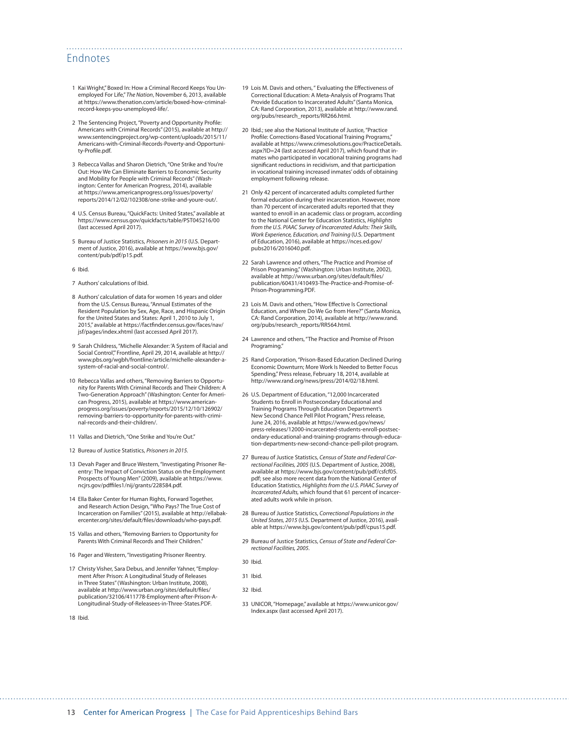## Endnotes

1 Kai Wright," Boxed In: How a Criminal Record Keeps You Unemployed For Life," *The Nation*, November 6, 2013, available at https://www.thenation.com/article/boxed-how-criminal-record-keeps-you-unemployed-life/.

2 The Sentencing Project, "Poverty and Opportunity Profile: Americans with Criminal Records" (2015), available at http://www.sentencingproject.org/wp-content/uploads/2015/11/Americans-with-Criminal-Records-Poverty-and-Opportunity-Profile.pdf.

3 Rebecca Vallas and Sharon Dietrich, "One Strike and You're Out: How We Can Eliminate Barriers to Economic Security and Mobility for People with Criminal Records" (Washington: Center for American Progress, 2014), available at https://www.americanprogress.org/issues/poverty/reports/2014/12/02/102308/one-strike-and-youre-out/.

4 U.S. Census Bureau, "QuickFacts: United States," available at https://www.census.gov/quickfacts/table/PST045216/00 (last accessed April 2017).

5 Bureau of Justice Statistics, *Prisoners in 2015* (U.S. Department of Justice, 2016), available at https://www.bjs.gov/content/pub/pdf/p15.pdf.

6 Ibid.

7 Authors' calculations of Ibid.

8 Authors' calculation of data for women 16 years and older from the U.S. Census Bureau, "Annual Estimates of the Resident Population by Sex, Age, Race, and Hispanic Origin for the United States and States: April 1, 2010 to July 1, 2015," available at https://factfinder.census.gov/faces/nav/jsf/pages/index.xhtml (last accessed April 2017).

9 Sarah Childress, "Michelle Alexander: 'A System of Racial and Social Control'," Frontline, April 29, 2014, available at http://www.pbs.org/wgbh/frontline/article/michelle-alexander-a-system-of-racial-and-social-control/.

10 Rebecca Vallas and others, "Removing Barriers to Opportunity for Parents With Criminal Records and Their Children: A Two-Generation Approach" (Washington: Center for American Progress, 2015), available at https://www.americanprogress.org/issues/poverty/reports/2015/12/10/126902/removing-barriers-to-opportunity-for-parents-with-criminal-records-and-their-children/.

11 Vallas and Dietrich, "One Strike and You're Out."

12 Bureau of Justice Statistics, *Prisoners in 2015.*

13 Devah Pager and Bruce Western, "Investigating Prisoner Reentry: The Impact of Conviction Status on the Employment Prospects of Young Men" (2009), available at https://www.ncjrs.gov/pdffiles1/nij/grants/228584.pdf.

14 Ella Baker Center for Human Rights, Forward Together, and Research Action Design, "Who Pays? The True Cost of Incarceration on Families" (2015), available at http://ellabakercenter.org/sites/default/files/downloads/who-pays.pdf.

15 Vallas and others, "Removing Barriers to Opportunity for Parents With Criminal Records and Their Children."

16 Pager and Western, "Investigating Prisoner Reentry."

17 Christy Visher, Sara Debus, and Jennifer Yahner, "Employment After Prison: A Longitudinal Study of Releases in Three States" (Washington: Urban Institute, 2008), available at http://www.urban.org/sites/default/files/publication/32106/411778-Employment-after-Prison-A-Longitudinal-Study-of-Releasees-in-Three-States.PDF.

18 Ibid.

19 Lois M. Davis and others, " Evaluating the Effectiveness of Correctional Education: A Meta-Analysis of Programs That Provide Education to Incarcerated Adults" (Santa Monica, CA: Rand Corporation, 2013), available at http://www.rand.org/pubs/research_reports/RR266.html.

20 Ibid.; see also the National Institute of Justice, "Practice Profile: Corrections-Based Vocational Training Programs," available at https://www.crimesolutions.gov/PracticeDetails.aspx?ID=24 (last accessed April 2017), which found that inmates who participated in vocational training programs had significant reductions in recidivism, and that participation in vocational training increased inmates' odds of obtaining employment following release.

21 Only 42 percent of incarcerated adults completed further formal education during their incarceration. However, more than 70 percent of incarcerated adults reported that they wanted to enroll in an academic class or program, according to the National Center for Education Statistics, *Highlights from the U.S. PIAAC Survey of Incarcerated Adults: Their Skills, Work Experience, Education, and Training* (U.S. Department of Education, 2016), available at https://nces.ed.gov/pubs2016/2016040.pdf.

22 Sarah Lawrence and others, "The Practice and Promise of Prison Programing," (Washington: Urban Institute, 2002), available at http://www.urban.org/sites/default/files/publication/60431/410493-The-Practice-and-Promise-of-Prison-Programming.PDF.

23 Lois M. Davis and others, "How Effective Is Correctional Education, and Where Do We Go from Here?" (Santa Monica, CA: Rand Corporation, 2014), available at http://www.rand.org/pubs/research_reports/RR564.html.

24 Lawrence and others, "The Practice and Promise of Prison Programing."

25 Rand Corporation, "Prison-Based Education Declined During Economic Downturn; More Work Is Needed to Better Focus Spending," Press release, February 18, 2014, available at http://www.rand.org/news/press/2014/02/18.html.

26 U.S. Department of Education, "12,000 Incarcerated Students to Enroll in Postsecondary Educational and Training Programs Through Education Department's New Second Chance Pell Pilot Program," Press release, June 24, 2016, available at https://www.ed.gov/news/press-releases/12000-incarcerated-students-enroll-postsecondary-educational-and-training-programs-through-education-departments-new-second-chance-pell-pilot-program.

27 Bureau of Justice Statistics, *Census of State and Federal Correctional Facilities, 2005* (U.S. Department of Justice, 2008), available at https://www.bjs.gov/content/pub/pdf/csfcf05.pdf; see also more recent data from the National Center of Education Statistics, *Highlights from the U.S. PIAAC Survey of Incarcerated Adults,* which found that 61 percent of incarcerated adults work while in prison.

28 Bureau of Justice Statistics, *Correctional Populations in the United States, 2015* (U.S. Department of Justice, 2016), available at https://www.bjs.gov/content/pub/pdf/cpus15.pdf.

29 Bureau of Justice Statistics, *Census of State and Federal Correctional Facilities, 2005.*

30 Ibid.

31 Ibid.

32 Ibid.

33 UNICOR, "Homepage," available at https://www.unicor.gov/Index.aspx (last accessed April 2017).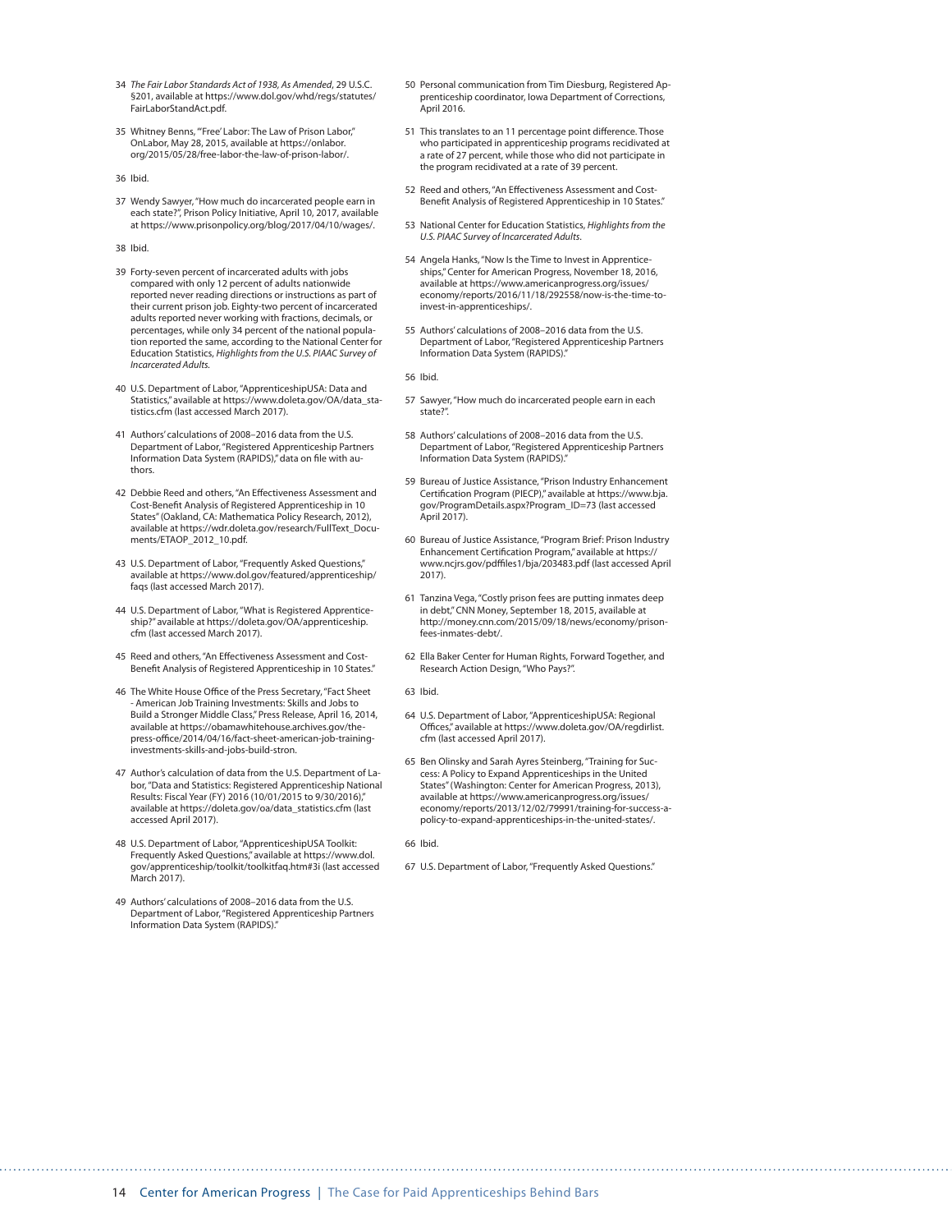34 *The Fair Labor Standards Act of 1938, As Amended*, 29 U.S.C. §201, available at https://www.dol.gov/whd/regs/statutes/FairLaborStandAct.pdf.

35 Whitney Benns, "'Free' Labor: The Law of Prison Labor," OnLabor, May 28, 2015, available at https://onlabor.org/2015/05/28/free-labor-the-law-of-prison-labor/.

36 Ibid.

37 Wendy Sawyer, "How much do incarcerated people earn in each state?", Prison Policy Initiative, April 10, 2017, available at https://www.prisonpolicy.org/blog/2017/04/10/wages/.

38 Ibid.

39 Forty-seven percent of incarcerated adults with jobs compared with only 12 percent of adults nationwide reported never reading directions or instructions as part of their current prison job. Eighty-two percent of incarcerated adults reported never working with fractions, decimals, or percentages, while only 34 percent of the national population reported the same, according to the National Center for Education Statistics, *Highlights from the U.S. PIAAC Survey of Incarcerated Adults*.

40 U.S. Department of Labor, "ApprenticeshipUSA: Data and Statistics," available at https://www.doleta.gov/OA/data_statistics.cfm (last accessed March 2017).

41 Authors' calculations of 2008–2016 data from the U.S. Department of Labor, "Registered Apprenticeship Partners Information Data System (RAPIDS)," data on file with authors.

42 Debbie Reed and others, "An Effectiveness Assessment and Cost-Benefit Analysis of Registered Apprenticeship in 10 States" (Oakland, CA: Mathematica Policy Research, 2012), available at https://wdr.doleta.gov/research/FullText_Documents/ETAOP_2012_10.pdf.

43 U.S. Department of Labor, "Frequently Asked Questions," available at https://www.dol.gov/featured/apprenticeship/faqs (last accessed March 2017).

44 U.S. Department of Labor, "What is Registered Apprenticeship?" available at https://doleta.gov/OA/apprenticeship.cfm (last accessed March 2017).

45 Reed and others, "An Effectiveness Assessment and Cost-Benefit Analysis of Registered Apprenticeship in 10 States."

46 The White House Office of the Press Secretary, "Fact Sheet - American Job Training Investments: Skills and Jobs to Build a Stronger Middle Class," Press Release, April 16, 2014, available at https://obamawhitehouse.archives.gov/the-press-office/2014/04/16/fact-sheet-american-job-training-investments-skills-and-jobs-build-stron.

47 Author's calculation of data from the U.S. Department of Labor, "Data and Statistics: Registered Apprenticeship National Results: Fiscal Year (FY) 2016 (10/01/2015 to 9/30/2016)," available at https://doleta.gov/oa/data_statistics.cfm (last accessed April 2017).

48 U.S. Department of Labor, "ApprenticeshipUSA Toolkit: Frequently Asked Questions," available at https://www.dol.gov/apprenticeship/toolkit/toolkitfaq.htm#3i (last accessed March 2017).

49 Authors' calculations of 2008–2016 data from the U.S. Department of Labor, "Registered Apprenticeship Partners Information Data System (RAPIDS)."

50 Personal communication from Tim Diesburg, Registered Apprenticeship coordinator, Iowa Department of Corrections, April 2016.

51 This translates to an 11 percentage point difference. Those who participated in apprenticeship programs recidivated at a rate of 27 percent, while those who did not participate in the program recidivated at a rate of 39 percent.

52 Reed and others, "An Effectiveness Assessment and Cost-Benefit Analysis of Registered Apprenticeship in 10 States."

53 National Center for Education Statistics, *Highlights from the U.S. PIAAC Survey of Incarcerated Adults*.

54 Angela Hanks, "Now Is the Time to Invest in Apprenticeships," Center for American Progress, November 18, 2016, available at https://www.americanprogress.org/issues/economy/reports/2016/11/18/292558/now-is-the-time-to-invest-in-apprenticeships/.

55 Authors' calculations of 2008–2016 data from the U.S. Department of Labor, "Registered Apprenticeship Partners Information Data System (RAPIDS)."

56 Ibid.

57 Sawyer, "How much do incarcerated people earn in each state?".

58 Authors' calculations of 2008–2016 data from the U.S. Department of Labor, "Registered Apprenticeship Partners Information Data System (RAPIDS)."

59 Bureau of Justice Assistance, "Prison Industry Enhancement Certification Program (PIECP)," available at https://www.bja.gov/ProgramDetails.aspx?Program_ID=73 (last accessed April 2017).

60 Bureau of Justice Assistance, "Program Brief: Prison Industry Enhancement Certification Program," available at https://www.ncjrs.gov/pdffiles1/bja/203483.pdf (last accessed April 2017).

61 Tanzina Vega, "Costly prison fees are putting inmates deep in debt," CNN Money, September 18, 2015, available at http://money.cnn.com/2015/09/18/news/economy/prison-fees-inmates-debt/.

62 Ella Baker Center for Human Rights, Forward Together, and Research Action Design, "Who Pays?".

63 Ibid.

64 U.S. Department of Labor, "ApprenticeshipUSA: Regional Offices," available at https://www.doleta.gov/OA/regdirlist.cfm (last accessed April 2017).

65 Ben Olinsky and Sarah Ayres Steinberg, "Training for Success: A Policy to Expand Apprenticeships in the United States" (Washington: Center for American Progress, 2013), available at https://www.americanprogress.org/issues/economy/reports/2013/12/02/79991/training-for-success-a-policy-to-expand-apprenticeships-in-the-united-states/.

66 Ibid.

67 U.S. Department of Labor, "Frequently Asked Questions."